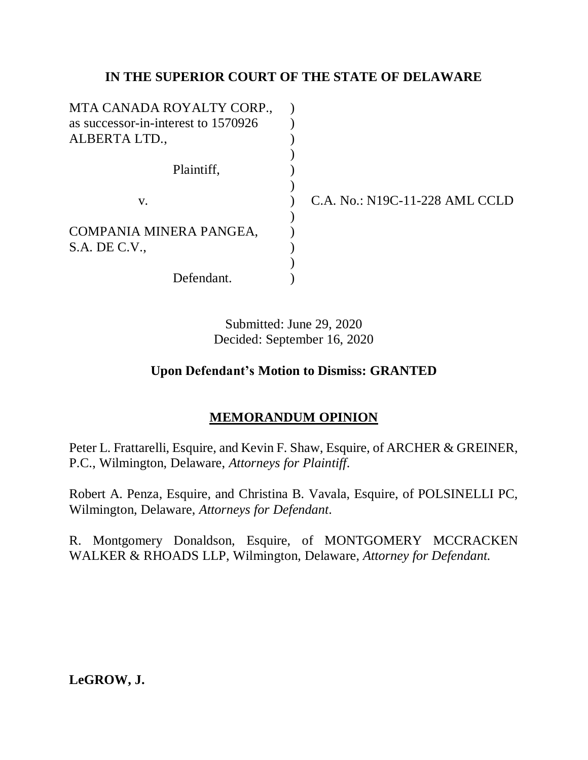**IN THE SUPERIOR COURT OF THE STATE OF DELAWARE**

| | | |
|---|---|---|
| MTA CANADA ROYALTY CORP., as successor-in-interest to 1570926 ALBERTA LTD., | ) | |
| Plaintiff, | ) | |
| v. | ) | C.A. No.: N19C-11-228 AML CCLD |
| COMPANIA MINERA PANGEA, S.A. DE C.V., | ) | |
| Defendant. | ) | |

Submitted: June 29, 2020
Decided: September 16, 2020

**Upon Defendant's Motion to Dismiss: GRANTED**

**MEMORANDUM OPINION**

Peter L. Frattarelli, Esquire, and Kevin F. Shaw, Esquire, of ARCHER & GREINER, P.C., Wilmington, Delaware, *Attorneys for Plaintiff*.

Robert A. Penza, Esquire, and Christina B. Vavala, Esquire, of POLSINELLI PC, Wilmington, Delaware, *Attorneys for Defendant*.

R. Montgomery Donaldson, Esquire, of MONTGOMERY MCCRACKEN WALKER & RHOADS LLP, Wilmington, Delaware, *Attorney for Defendant*.

**LeGROW, J.**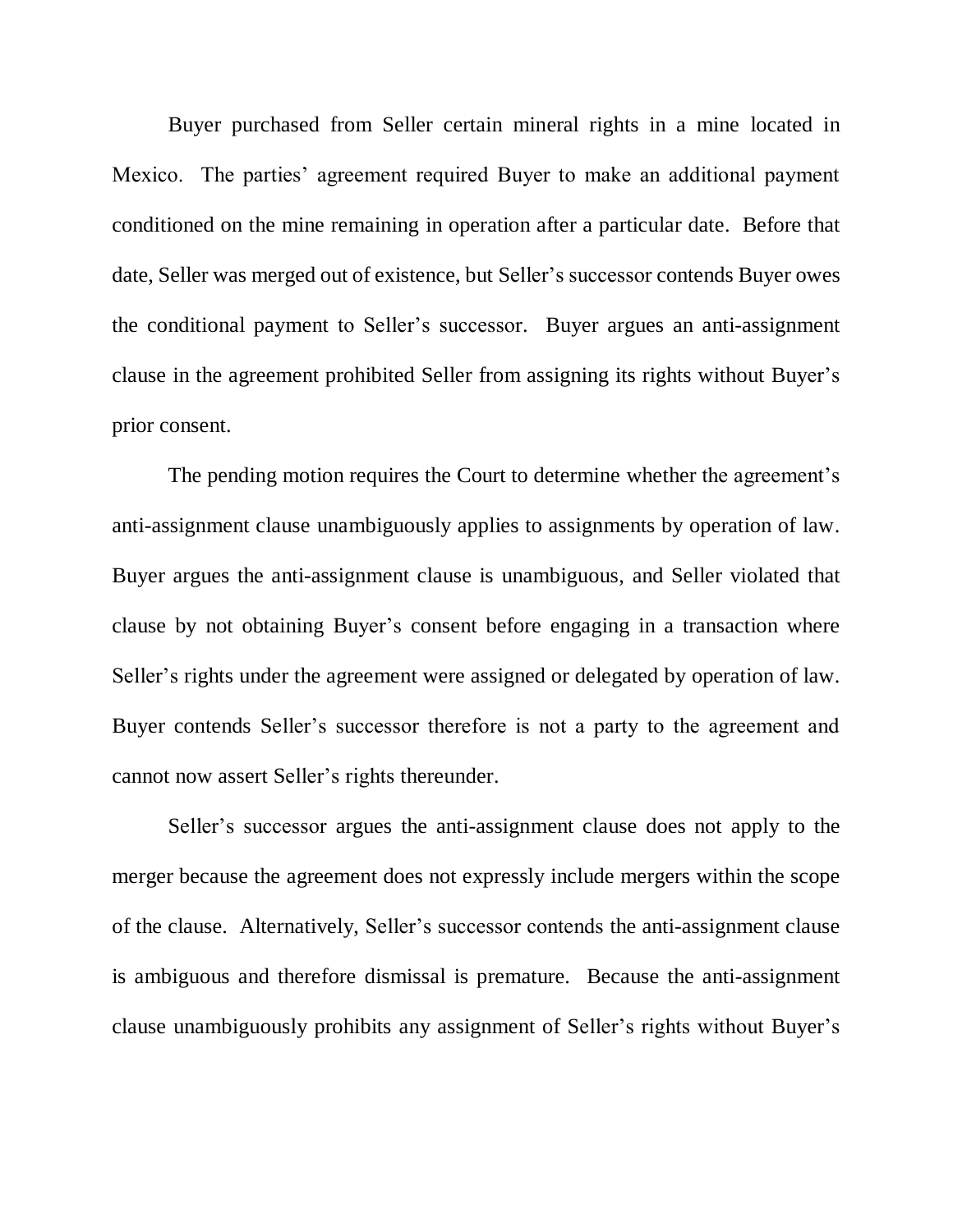Buyer purchased from Seller certain mineral rights in a mine located in Mexico. The parties' agreement required Buyer to make an additional payment conditioned on the mine remaining in operation after a particular date. Before that date, Seller was merged out of existence, but Seller's successor contends Buyer owes the conditional payment to Seller's successor. Buyer argues an anti-assignment clause in the agreement prohibited Seller from assigning its rights without Buyer's prior consent.

The pending motion requires the Court to determine whether the agreement's anti-assignment clause unambiguously applies to assignments by operation of law. Buyer argues the anti-assignment clause is unambiguous, and Seller violated that clause by not obtaining Buyer's consent before engaging in a transaction where Seller's rights under the agreement were assigned or delegated by operation of law. Buyer contends Seller's successor therefore is not a party to the agreement and cannot now assert Seller's rights thereunder.

Seller's successor argues the anti-assignment clause does not apply to the merger because the agreement does not expressly include mergers within the scope of the clause. Alternatively, Seller's successor contends the anti-assignment clause is ambiguous and therefore dismissal is premature. Because the anti-assignment clause unambiguously prohibits any assignment of Seller's rights without Buyer's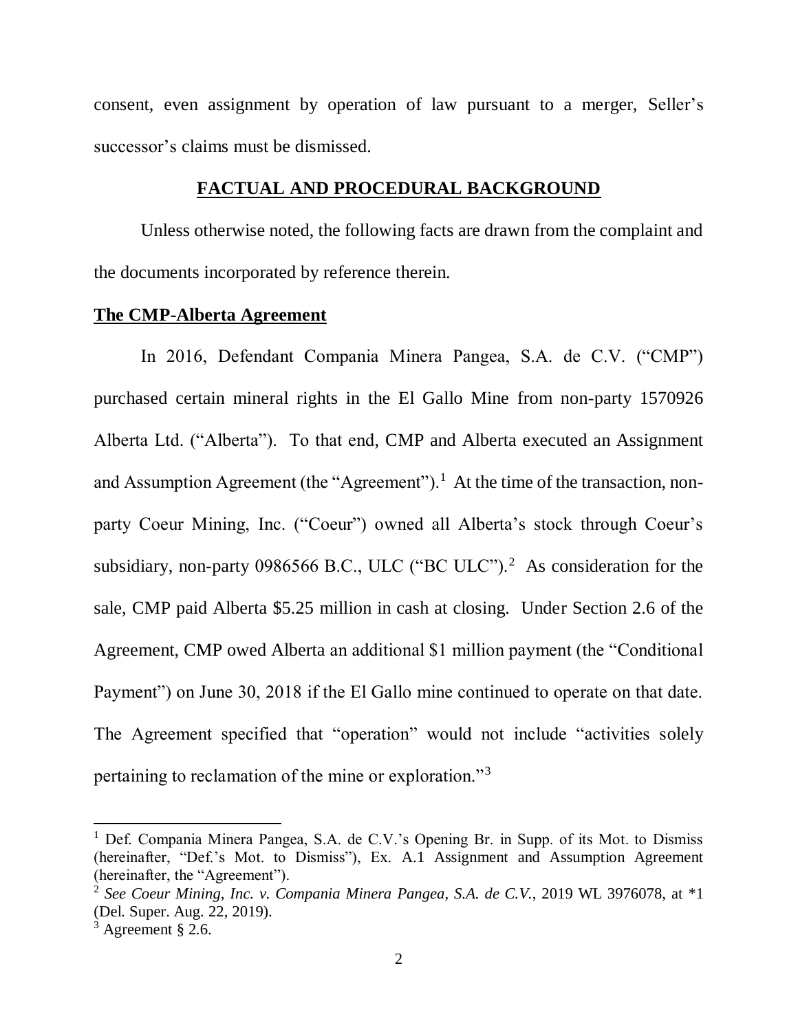consent, even assignment by operation of law pursuant to a merger, Seller's successor's claims must be dismissed.

## FACTUAL AND PROCEDURAL BACKGROUND

Unless otherwise noted, the following facts are drawn from the complaint and the documents incorporated by reference therein.

### The CMP-Alberta Agreement

In 2016, Defendant Compania Minera Pangea, S.A. de C.V. ("CMP") purchased certain mineral rights in the El Gallo Mine from non-party 1570926 Alberta Ltd. ("Alberta"). To that end, CMP and Alberta executed an Assignment and Assumption Agreement (the "Agreement").[1] At the time of the transaction, non-party Coeur Mining, Inc. ("Coeur") owned all Alberta's stock through Coeur's subsidiary, non-party 0986566 B.C., ULC ("BC ULC").[2] As consideration for the sale, CMP paid Alberta $5.25 million in cash at closing. Under Section 2.6 of the Agreement, CMP owed Alberta an additional $1 million payment (the "Conditional Payment") on June 30, 2018 if the El Gallo mine continued to operate on that date. The Agreement specified that "operation" would not include "activities solely pertaining to reclamation of the mine or exploration."[3]

---

[1] Def. Compania Minera Pangea, S.A. de C.V.'s Opening Br. in Supp. of its Mot. to Dismiss (hereinafter, "Def.'s Mot. to Dismiss"), Ex. A.1 Assignment and Assumption Agreement (hereinafter, the "Agreement").

[2] *See Coeur Mining, Inc. v. Compania Minera Pangea, S.A. de C.V.*, 2019 WL 3976078, at *1 (Del. Super. Aug. 22, 2019).

[3] Agreement § 2.6.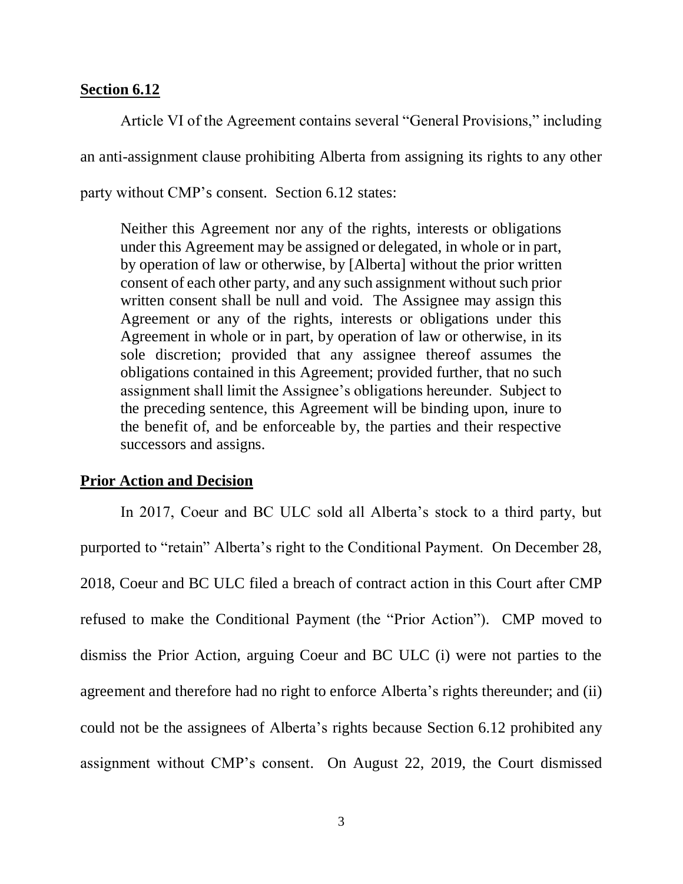**Section 6.12**

Article VI of the Agreement contains several "General Provisions," including an anti-assignment clause prohibiting Alberta from assigning its rights to any other party without CMP's consent. Section 6.12 states:

> Neither this Agreement nor any of the rights, interests or obligations under this Agreement may be assigned or delegated, in whole or in part, by operation of law or otherwise, by [Alberta] without the prior written consent of each other party, and any such assignment without such prior written consent shall be null and void. The Assignee may assign this Agreement or any of the rights, interests or obligations under this Agreement in whole or in part, by operation of law or otherwise, in its sole discretion; provided that any assignee thereof assumes the obligations contained in this Agreement; provided further, that no such assignment shall limit the Assignee's obligations hereunder. Subject to the preceding sentence, this Agreement will be binding upon, inure to the benefit of, and be enforceable by, the parties and their respective successors and assigns.

**Prior Action and Decision**

In 2017, Coeur and BC ULC sold all Alberta's stock to a third party, but purported to "retain" Alberta's right to the Conditional Payment. On December 28, 2018, Coeur and BC ULC filed a breach of contract action in this Court after CMP refused to make the Conditional Payment (the "Prior Action"). CMP moved to dismiss the Prior Action, arguing Coeur and BC ULC (i) were not parties to the agreement and therefore had no right to enforce Alberta's rights thereunder; and (ii) could not be the assignees of Alberta's rights because Section 6.12 prohibited any assignment without CMP's consent. On August 22, 2019, the Court dismissed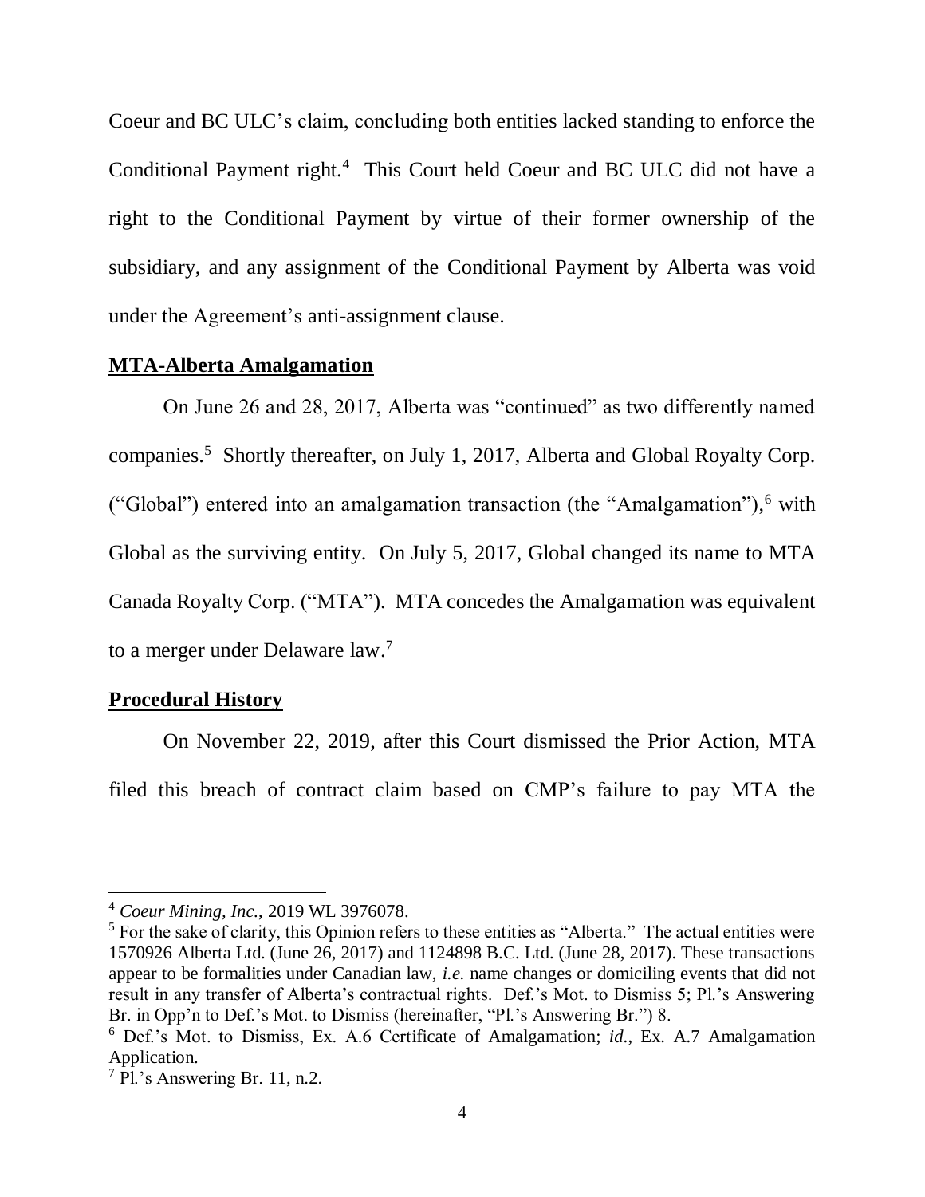Coeur and BC ULC's claim, concluding both entities lacked standing to enforce the Conditional Payment right.[4] This Court held Coeur and BC ULC did not have a right to the Conditional Payment by virtue of their former ownership of the subsidiary, and any assignment of the Conditional Payment by Alberta was void under the Agreement's anti-assignment clause.

**MTA-Alberta Amalgamation**

On June 26 and 28, 2017, Alberta was "continued" as two differently named companies.[5] Shortly thereafter, on July 1, 2017, Alberta and Global Royalty Corp. ("Global") entered into an amalgamation transaction (the "Amalgamation"),[6] with Global as the surviving entity. On July 5, 2017, Global changed its name to MTA Canada Royalty Corp. ("MTA"). MTA concedes the Amalgamation was equivalent to a merger under Delaware law.[7]

**Procedural History**

On November 22, 2019, after this Court dismissed the Prior Action, MTA filed this breach of contract claim based on CMP's failure to pay MTA the

---

[4] *Coeur Mining, Inc.*, 2019 WL 3976078.

[5] For the sake of clarity, this Opinion refers to these entities as "Alberta." The actual entities were 1570926 Alberta Ltd. (June 26, 2017) and 1124898 B.C. Ltd. (June 28, 2017). These transactions appear to be formalities under Canadian law, *i.e.* name changes or domiciling events that did not result in any transfer of Alberta's contractual rights. Def.'s Mot. to Dismiss 5; Pl.'s Answering Br. in Opp'n to Def.'s Mot. to Dismiss (hereinafter, "Pl.'s Answering Br.") 8.

[6] Def.'s Mot. to Dismiss, Ex. A.6 Certificate of Amalgamation; *id*., Ex. A.7 Amalgamation Application.

[7] Pl.'s Answering Br. 11, n.2.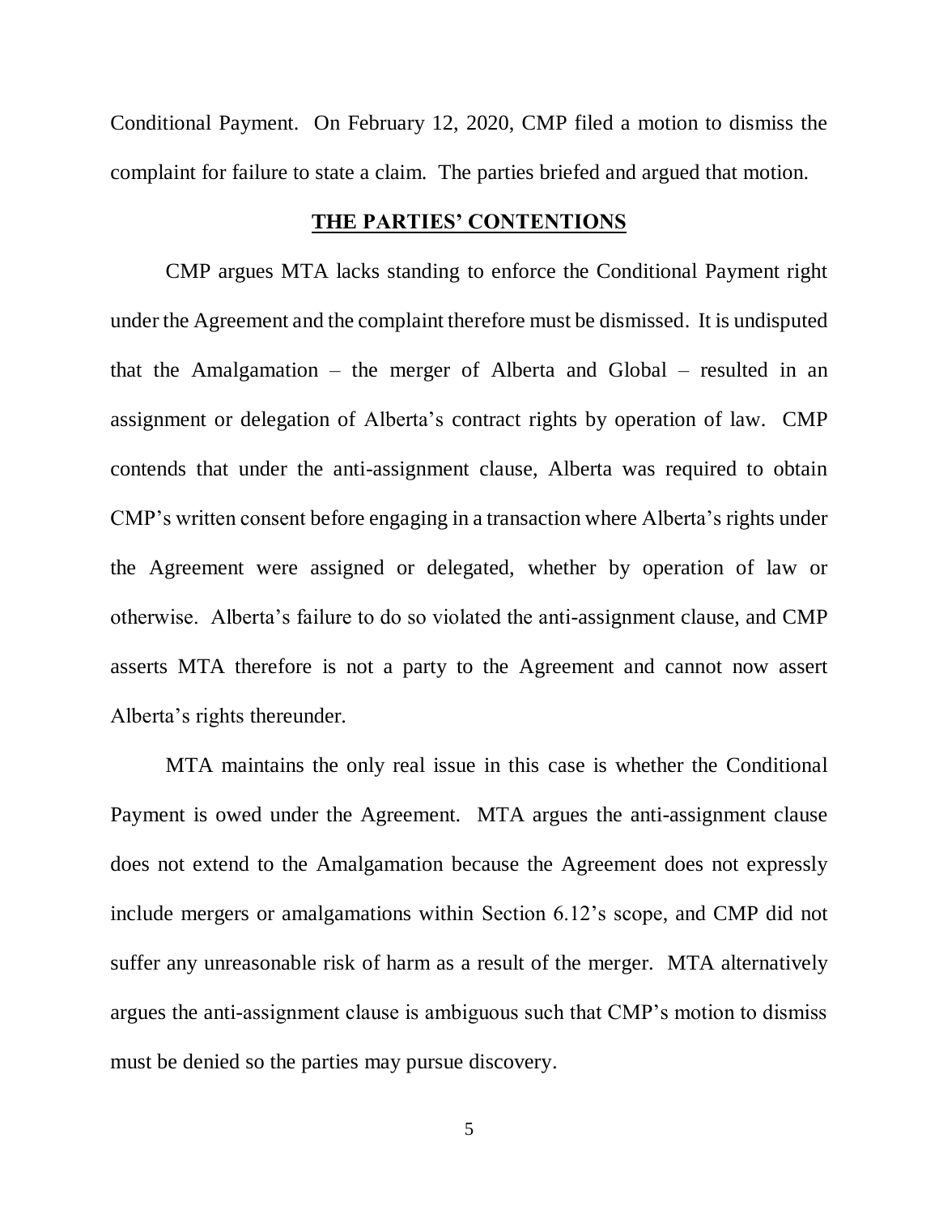Conditional Payment. On February 12, 2020, CMP filed a motion to dismiss the complaint for failure to state a claim. The parties briefed and argued that motion.

## THE PARTIES' CONTENTIONS

CMP argues MTA lacks standing to enforce the Conditional Payment right under the Agreement and the complaint therefore must be dismissed. It is undisputed that the Amalgamation – the merger of Alberta and Global – resulted in an assignment or delegation of Alberta's contract rights by operation of law. CMP contends that under the anti-assignment clause, Alberta was required to obtain CMP's written consent before engaging in a transaction where Alberta's rights under the Agreement were assigned or delegated, whether by operation of law or otherwise. Alberta's failure to do so violated the anti-assignment clause, and CMP asserts MTA therefore is not a party to the Agreement and cannot now assert Alberta's rights thereunder.

MTA maintains the only real issue in this case is whether the Conditional Payment is owed under the Agreement. MTA argues the anti-assignment clause does not extend to the Amalgamation because the Agreement does not expressly include mergers or amalgamations within Section 6.12's scope, and CMP did not suffer any unreasonable risk of harm as a result of the merger. MTA alternatively argues the anti-assignment clause is ambiguous such that CMP's motion to dismiss must be denied so the parties may pursue discovery.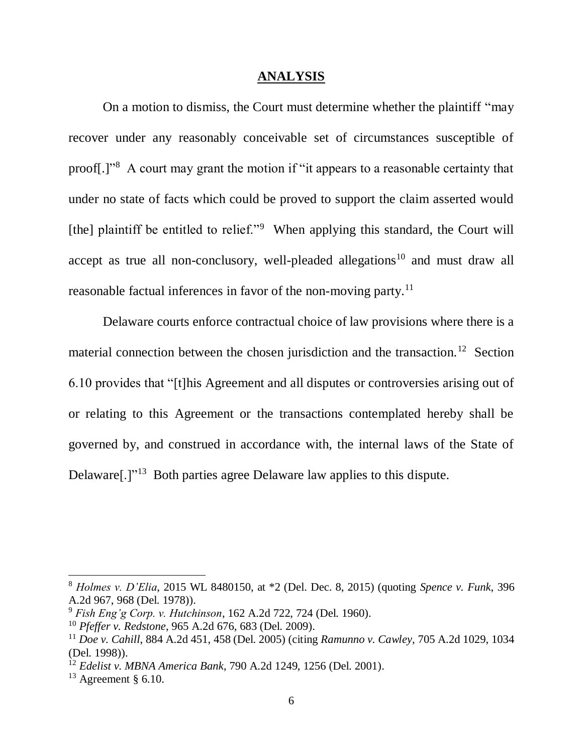## **ANALYSIS**

On a motion to dismiss, the Court must determine whether the plaintiff "may recover under any reasonably conceivable set of circumstances susceptible of proof[.]"[8] A court may grant the motion if "it appears to a reasonable certainty that under no state of facts which could be proved to support the claim asserted would [the] plaintiff be entitled to relief."[9] When applying this standard, the Court will accept as true all non-conclusory, well-pleaded allegations[10] and must draw all reasonable factual inferences in favor of the non-moving party.[11]

Delaware courts enforce contractual choice of law provisions where there is a material connection between the chosen jurisdiction and the transaction.[12] Section 6.10 provides that "[t]his Agreement and all disputes or controversies arising out of or relating to this Agreement or the transactions contemplated hereby shall be governed by, and construed in accordance with, the internal laws of the State of Delaware[.]"[13] Both parties agree Delaware law applies to this dispute.

---

[8] *Holmes v. D'Elia*, 2015 WL 8480150, at *2 (Del. Dec. 8, 2015) (quoting *Spence v. Funk*, 396 A.2d 967, 968 (Del. 1978)).

[9] *Fish Eng'g Corp. v. Hutchinson*, 162 A.2d 722, 724 (Del. 1960).

[10] *Pfeffer v. Redstone*, 965 A.2d 676, 683 (Del. 2009).

[11] *Doe v. Cahill*, 884 A.2d 451, 458 (Del. 2005) (citing *Ramunno v. Cawley*, 705 A.2d 1029, 1034 (Del. 1998)).

[12] *Edelist v. MBNA America Bank*, 790 A.2d 1249, 1256 (Del. 2001).

[13] Agreement § 6.10.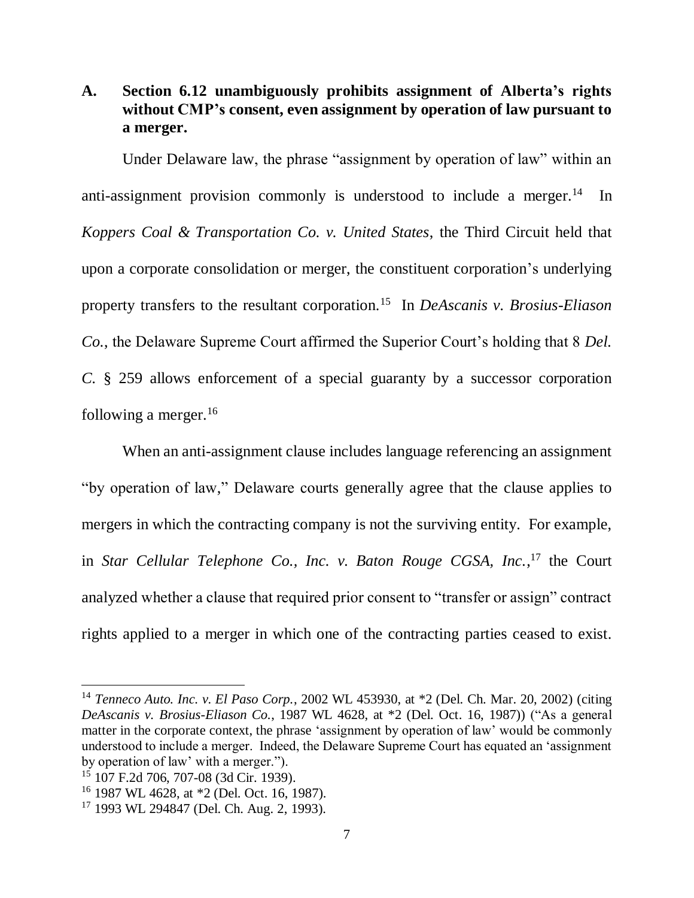## A. Section 6.12 unambiguously prohibits assignment of Alberta's rights without CMP's consent, even assignment by operation of law pursuant to a merger.

Under Delaware law, the phrase "assignment by operation of law" within an anti-assignment provision commonly is understood to include a merger.[14] In *Koppers Coal & Transportation Co. v. United States*, the Third Circuit held that upon a corporate consolidation or merger, the constituent corporation's underlying property transfers to the resultant corporation.[15] In *DeAscanis v. Brosius-Eliason Co.*, the Delaware Supreme Court affirmed the Superior Court's holding that 8 *Del. C.* § 259 allows enforcement of a special guaranty by a successor corporation following a merger.[16]

When an anti-assignment clause includes language referencing an assignment "by operation of law," Delaware courts generally agree that the clause applies to mergers in which the contracting company is not the surviving entity. For example, in *Star Cellular Telephone Co., Inc. v. Baton Rouge CGSA, Inc.*,[17] the Court analyzed whether a clause that required prior consent to "transfer or assign" contract rights applied to a merger in which one of the contracting parties ceased to exist.

---

[14] *Tenneco Auto. Inc. v. El Paso Corp.*, 2002 WL 453930, at *2 (Del. Ch. Mar. 20, 2002) (citing *DeAscanis v. Brosius-Eliason Co.*, 1987 WL 4628, at *2 (Del. Oct. 16, 1987)) ("As a general matter in the corporate context, the phrase 'assignment by operation of law' would be commonly understood to include a merger. Indeed, the Delaware Supreme Court has equated an 'assignment by operation of law' with a merger.").

[15] 107 F.2d 706, 707-08 (3d Cir. 1939).

[16] 1987 WL 4628, at *2 (Del. Oct. 16, 1987).

[17] 1993 WL 294847 (Del. Ch. Aug. 2, 1993).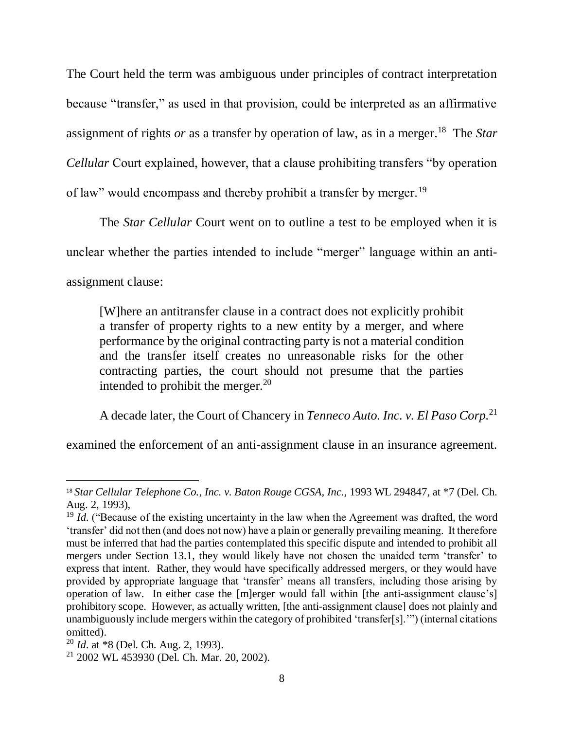The Court held the term was ambiguous under principles of contract interpretation because "transfer," as used in that provision, could be interpreted as an affirmative assignment of rights *or* as a transfer by operation of law, as in a merger.[18] The *Star Cellular* Court explained, however, that a clause prohibiting transfers "by operation of law" would encompass and thereby prohibit a transfer by merger.[19]

The *Star Cellular* Court went on to outline a test to be employed when it is unclear whether the parties intended to include "merger" language within an anti-assignment clause:

> [W]here an antitransfer clause in a contract does not explicitly prohibit a transfer of property rights to a new entity by a merger, and where performance by the original contracting party is not a material condition and the transfer itself creates no unreasonable risks for the other contracting parties, the court should not presume that the parties intended to prohibit the merger.[20]

A decade later, the Court of Chancery in ***Tenneco Auto. Inc. v. El Paso Corp.***[21] examined the enforcement of an anti-assignment clause in an insurance agreement.

---

[18] *Star Cellular Telephone Co., Inc. v. Baton Rouge CGSA, Inc.*, 1993 WL 294847, at *7 (Del. Ch. Aug. 2, 1993),

[19] *Id.* ("Because of the existing uncertainty in the law when the Agreement was drafted, the word 'transfer' did not then (and does not now) have a plain or generally prevailing meaning. It therefore must be inferred that had the parties contemplated this specific dispute and intended to prohibit all mergers under Section 13.1, they would likely have not chosen the unaided term 'transfer' to express that intent. Rather, they would have specifically addressed mergers, or they would have provided by appropriate language that 'transfer' means all transfers, including those arising by operation of law. In either case the [m]erger would fall within [the anti-assignment clause's] prohibitory scope. However, as actually written, [the anti-assignment clause] does not plainly and unambiguously include mergers within the category of prohibited 'transfer[s].'") (internal citations omitted).

[20] *Id*. at *8 (Del. Ch. Aug. 2, 1993).

[21] 2002 WL 453930 (Del. Ch. Mar. 20, 2002).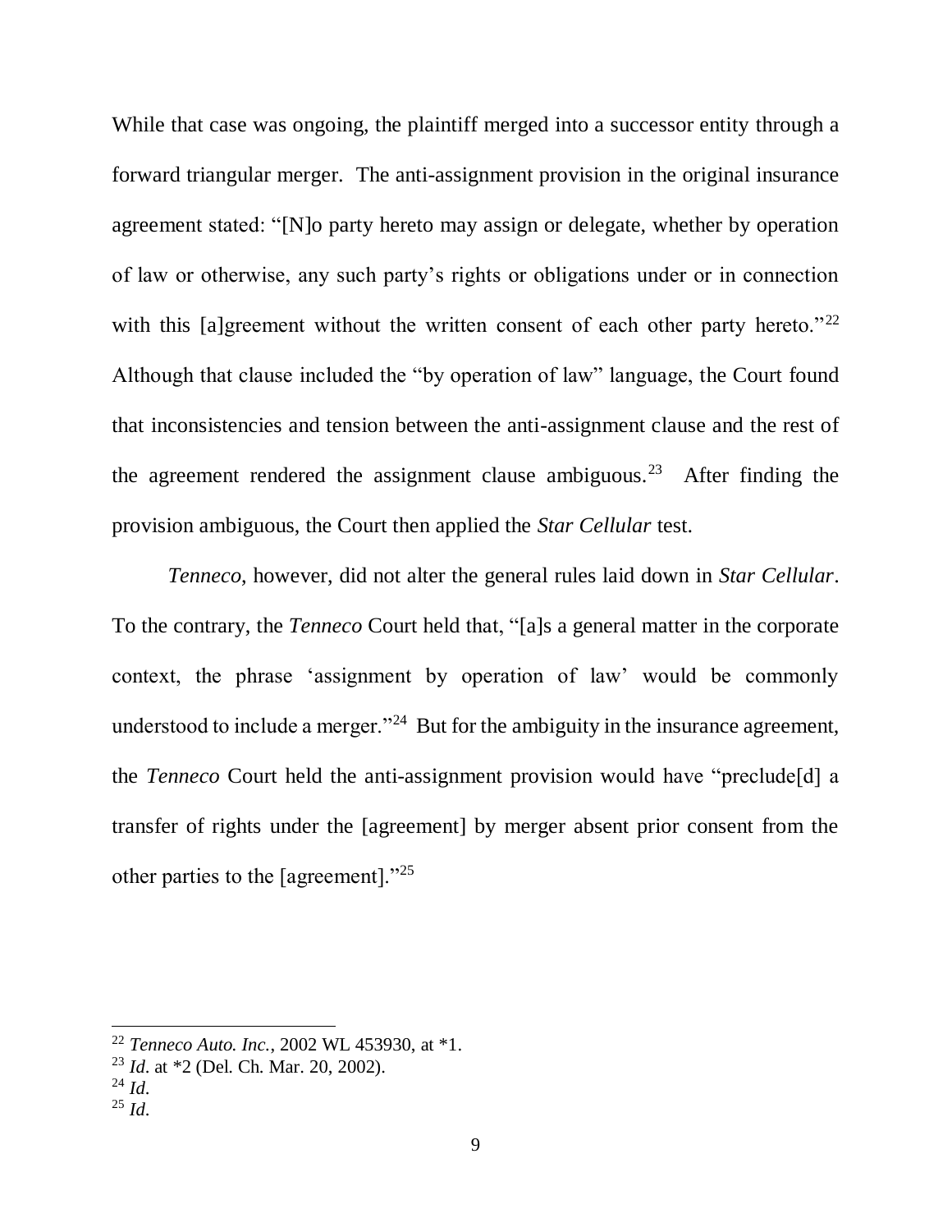While that case was ongoing, the plaintiff merged into a successor entity through a forward triangular merger. The anti-assignment provision in the original insurance agreement stated: "[N]o party hereto may assign or delegate, whether by operation of law or otherwise, any such party's rights or obligations under or in connection with this [a]greement without the written consent of each other party hereto."[22] Although that clause included the "by operation of law" language, the Court found that inconsistencies and tension between the anti-assignment clause and the rest of the agreement rendered the assignment clause ambiguous.[23] After finding the provision ambiguous, the Court then applied the *Star Cellular* test.

*Tenneco*, however, did not alter the general rules laid down in *Star Cellular*. To the contrary, the *Tenneco* Court held that, "[a]s a general matter in the corporate context, the phrase 'assignment by operation of law' would be commonly understood to include a merger."[24] But for the ambiguity in the insurance agreement, the *Tenneco* Court held the anti-assignment provision would have "preclude[d] a transfer of rights under the [agreement] by merger absent prior consent from the other parties to the [agreement]."[25]

---

[22] *Tenneco Auto. Inc.*, 2002 WL 453930, at *1.

[23] *Id*. at *2 (Del. Ch. Mar. 20, 2002).

[24] *Id*.

[25] *Id*.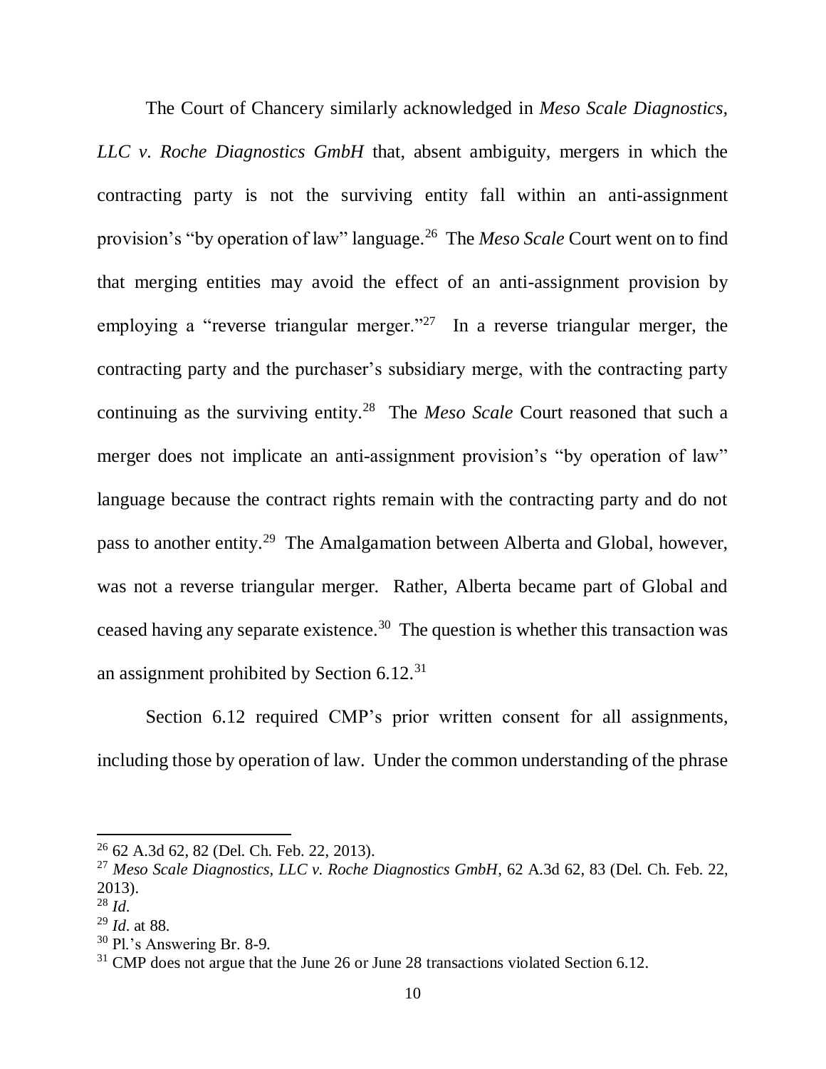The Court of Chancery similarly acknowledged in *Meso Scale Diagnostics, LLC v. Roche Diagnostics GmbH* that, absent ambiguity, mergers in which the contracting party is not the surviving entity fall within an anti-assignment provision's "by operation of law" language.[26] The *Meso Scale* Court went on to find that merging entities may avoid the effect of an anti-assignment provision by employing a "reverse triangular merger."[27] In a reverse triangular merger, the contracting party and the purchaser's subsidiary merge, with the contracting party continuing as the surviving entity.[28] The *Meso Scale* Court reasoned that such a merger does not implicate an anti-assignment provision's "by operation of law" language because the contract rights remain with the contracting party and do not pass to another entity.[29] The Amalgamation between Alberta and Global, however, was not a reverse triangular merger. Rather, Alberta became part of Global and ceased having any separate existence.[30] The question is whether this transaction was an assignment prohibited by Section 6.12.[31]

Section 6.12 required CMP's prior written consent for all assignments, including those by operation of law. Under the common understanding of the phrase

---

[26] 62 A.3d 62, 82 (Del. Ch. Feb. 22, 2013).

[27] *Meso Scale Diagnostics, LLC v. Roche Diagnostics GmbH*, 62 A.3d 62, 83 (Del. Ch. Feb. 22, 2013).

[28] *Id.*

[29] *Id.* at 88.

[30] Pl.'s Answering Br. 8-9.

[31] CMP does not argue that the June 26 or June 28 transactions violated Section 6.12.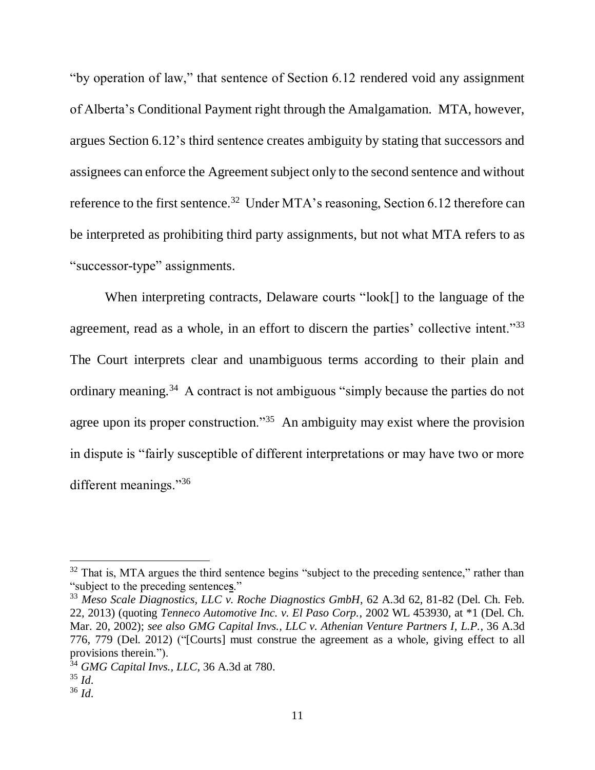"by operation of law," that sentence of Section 6.12 rendered void any assignment of Alberta's Conditional Payment right through the Amalgamation. MTA, however, argues Section 6.12's third sentence creates ambiguity by stating that successors and assignees can enforce the Agreement subject only to the second sentence and without reference to the first sentence.[32] Under MTA's reasoning, Section 6.12 therefore can be interpreted as prohibiting third party assignments, but not what MTA refers to as "successor-type" assignments.

When interpreting contracts, Delaware courts "look[] to the language of the agreement, read as a whole, in an effort to discern the parties' collective intent."[33] The Court interprets clear and unambiguous terms according to their plain and ordinary meaning.[34] A contract is not ambiguous "simply because the parties do not agree upon its proper construction."[35] An ambiguity may exist where the provision in dispute is "fairly susceptible of different interpretations or may have two or more different meanings."[36]

---

[32] That is, MTA argues the third sentence begins "subject to the preceding sentence," rather than "subject to the preceding sentence**s**."

[33] *Meso Scale Diagnostics, LLC v. Roche Diagnostics GmbH*, 62 A.3d 62, 81-82 (Del. Ch. Feb. 22, 2013) (quoting *Tenneco Automotive Inc. v. El Paso Corp.*, 2002 WL 453930, at *1 (Del. Ch. Mar. 20, 2002); *see also GMG Capital Invs., LLC v. Athenian Venture Partners I, L.P.*, 36 A.3d 776, 779 (Del. 2012) ("[Courts] must construe the agreement as a whole, giving effect to all provisions therein.").

[34] *GMG Capital Invs., LLC*, 36 A.3d at 780.

[35] *Id*.

[36] *Id*.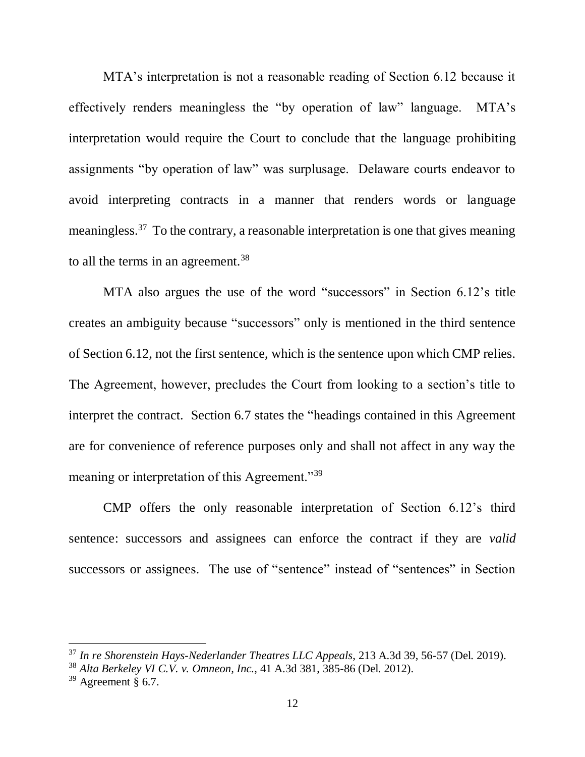MTA's interpretation is not a reasonable reading of Section 6.12 because it effectively renders meaningless the "by operation of law" language. MTA's interpretation would require the Court to conclude that the language prohibiting assignments "by operation of law" was surplusage. Delaware courts endeavor to avoid interpreting contracts in a manner that renders words or language meaningless.[37] To the contrary, a reasonable interpretation is one that gives meaning to all the terms in an agreement.[38]

MTA also argues the use of the word "successors" in Section 6.12's title creates an ambiguity because "successors" only is mentioned in the third sentence of Section 6.12, not the first sentence, which is the sentence upon which CMP relies. The Agreement, however, precludes the Court from looking to a section's title to interpret the contract. Section 6.7 states the "headings contained in this Agreement are for convenience of reference purposes only and shall not affect in any way the meaning or interpretation of this Agreement."[39]

CMP offers the only reasonable interpretation of Section 6.12's third sentence: successors and assignees can enforce the contract if they are *valid* successors or assignees. The use of "sentence" instead of "sentences" in Section

---

[37] *In re Shorenstein Hays-Nederlander Theatres LLC Appeals*, 213 A.3d 39, 56-57 (Del. 2019).

[38] *Alta Berkeley VI C.V. v. Omneon, Inc.*, 41 A.3d 381, 385-86 (Del. 2012).

[39] Agreement § 6.7.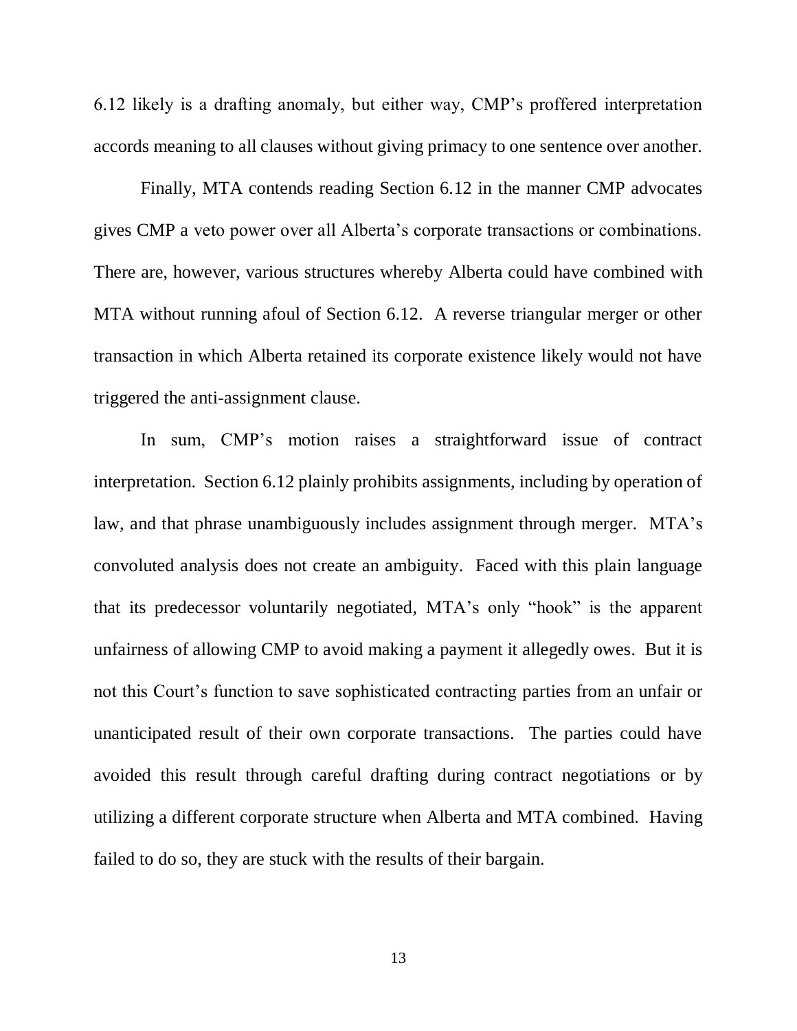6.12 likely is a drafting anomaly, but either way, CMP's proffered interpretation accords meaning to all clauses without giving primacy to one sentence over another.

Finally, MTA contends reading Section 6.12 in the manner CMP advocates gives CMP a veto power over all Alberta's corporate transactions or combinations. There are, however, various structures whereby Alberta could have combined with MTA without running afoul of Section 6.12. A reverse triangular merger or other transaction in which Alberta retained its corporate existence likely would not have triggered the anti-assignment clause.

In sum, CMP's motion raises a straightforward issue of contract interpretation. Section 6.12 plainly prohibits assignments, including by operation of law, and that phrase unambiguously includes assignment through merger. MTA's convoluted analysis does not create an ambiguity. Faced with this plain language that its predecessor voluntarily negotiated, MTA's only "hook" is the apparent unfairness of allowing CMP to avoid making a payment it allegedly owes. But it is not this Court's function to save sophisticated contracting parties from an unfair or unanticipated result of their own corporate transactions. The parties could have avoided this result through careful drafting during contract negotiations or by utilizing a different corporate structure when Alberta and MTA combined. Having failed to do so, they are stuck with the results of their bargain.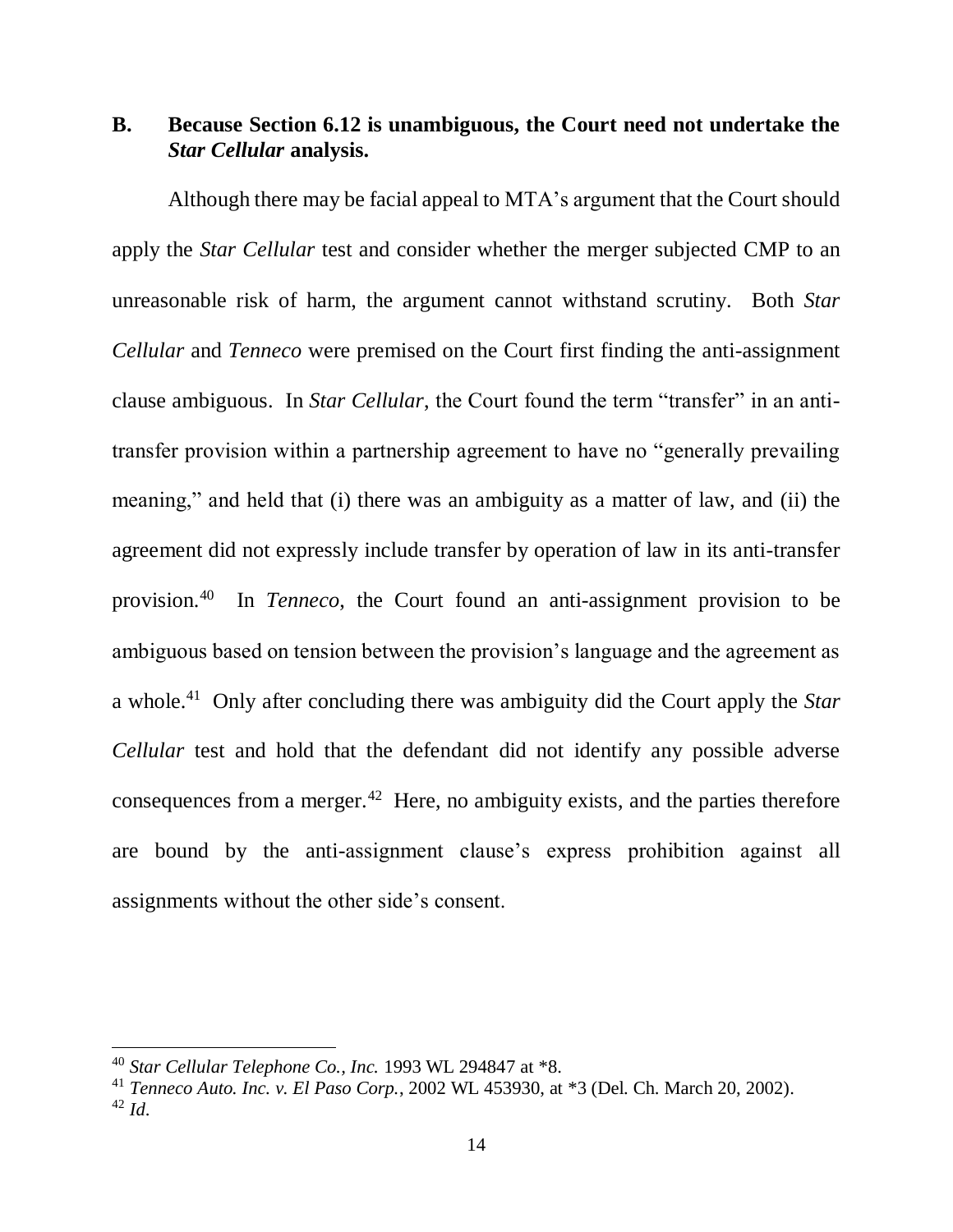## B. Because Section 6.12 is unambiguous, the Court need not undertake the *Star Cellular* analysis.

Although there may be facial appeal to MTA's argument that the Court should apply the *Star Cellular* test and consider whether the merger subjected CMP to an unreasonable risk of harm, the argument cannot withstand scrutiny. Both *Star Cellular* and *Tenneco* were premised on the Court first finding the anti-assignment clause ambiguous. In *Star Cellular*, the Court found the term "transfer" in an anti-transfer provision within a partnership agreement to have no "generally prevailing meaning," and held that (i) there was an ambiguity as a matter of law, and (ii) the agreement did not expressly include transfer by operation of law in its anti-transfer provision.[40] In *Tenneco*, the Court found an anti-assignment provision to be ambiguous based on tension between the provision's language and the agreement as a whole.[41] Only after concluding there was ambiguity did the Court apply the *Star Cellular* test and hold that the defendant did not identify any possible adverse consequences from a merger.[42] Here, no ambiguity exists, and the parties therefore are bound by the anti-assignment clause's express prohibition against all assignments without the other side's consent.

---

[40] *Star Cellular Telephone Co., Inc.* 1993 WL 294847 at *8.

[41] *Tenneco Auto. Inc. v. El Paso Corp.*, 2002 WL 453930, at *3 (Del. Ch. March 20, 2002).

[42] *Id*.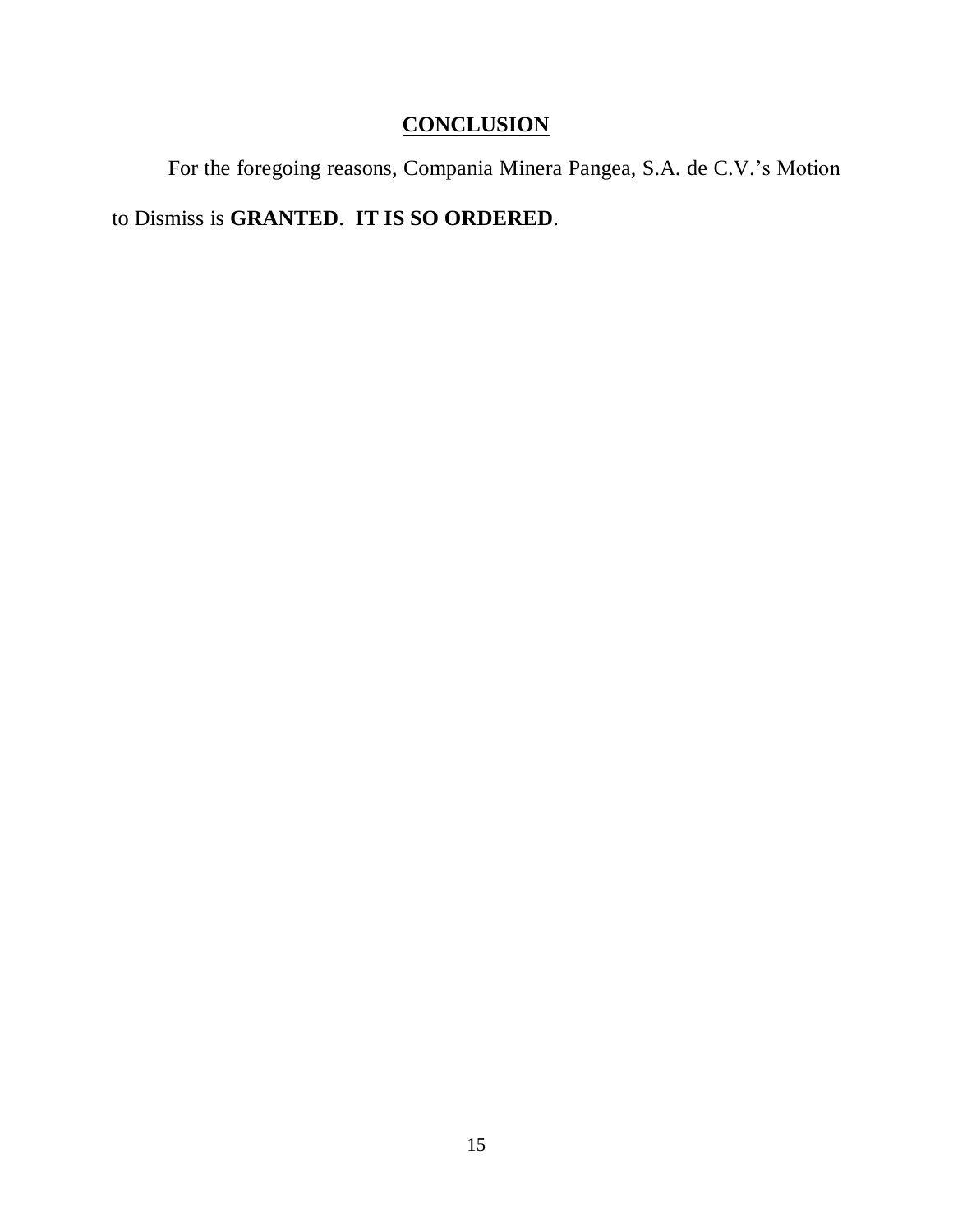## CONCLUSION

For the foregoing reasons, Compania Minera Pangea, S.A. de C.V.'s Motion to Dismiss is **GRANTED**. **IT IS SO ORDERED**.